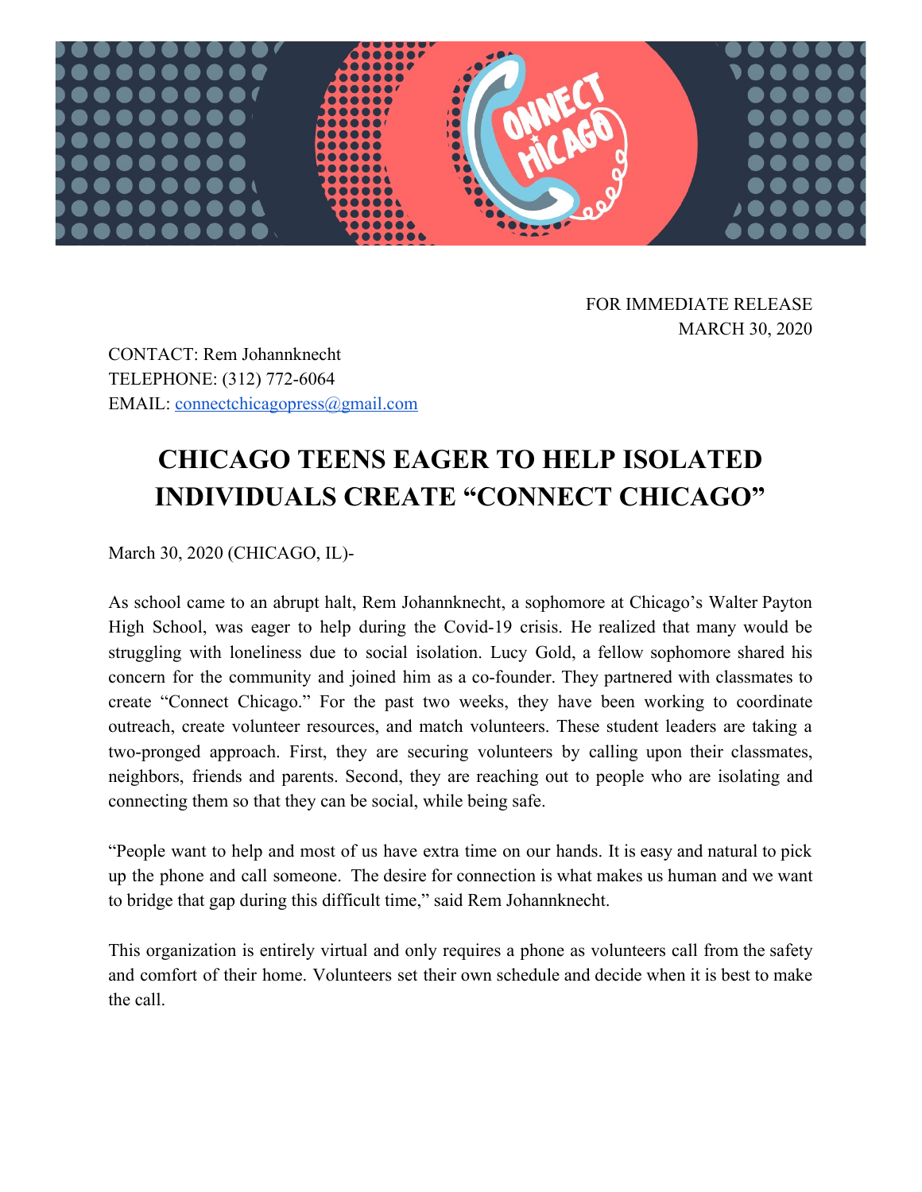FOR IMMEDIATE RELEASE
MARCH 30, 2020

CONTACT: Rem Johannknecht
TELEPHONE: (312) 772-6064
EMAIL: connectchicagopress@gmail.com

# CHICAGO TEENS EAGER TO HELP ISOLATED INDIVIDUALS CREATE "CONNECT CHICAGO"

March 30, 2020 (CHICAGO, IL)-

As school came to an abrupt halt, Rem Johannknecht, a sophomore at Chicago's Walter Payton High School, was eager to help during the Covid-19 crisis. He realized that many would be struggling with loneliness due to social isolation. Lucy Gold, a fellow sophomore shared his concern for the community and joined him as a co-founder. They partnered with classmates to create "Connect Chicago." For the past two weeks, they have been working to coordinate outreach, create volunteer resources, and match volunteers. These student leaders are taking a two-pronged approach. First, they are securing volunteers by calling upon their classmates, neighbors, friends and parents. Second, they are reaching out to people who are isolating and connecting them so that they can be social, while being safe.

"People want to help and most of us have extra time on our hands. It is easy and natural to pick up the phone and call someone. The desire for connection is what makes us human and we want to bridge that gap during this difficult time," said Rem Johannknecht.

This organization is entirely virtual and only requires a phone as volunteers call from the safety and comfort of their home. Volunteers set their own schedule and decide when it is best to make the call.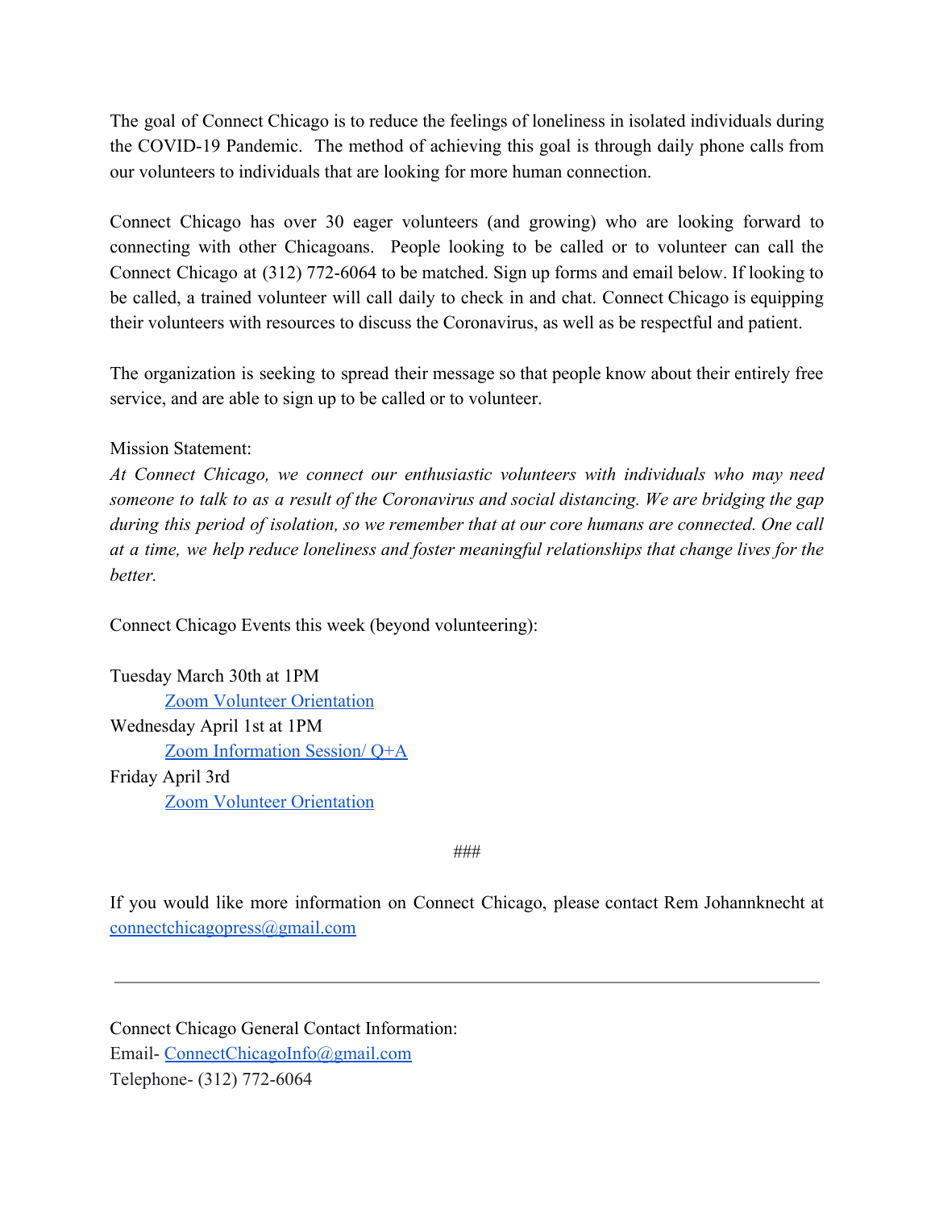The goal of Connect Chicago is to reduce the feelings of loneliness in isolated individuals during the COVID-19 Pandemic. The method of achieving this goal is through daily phone calls from our volunteers to individuals that are looking for more human connection.

Connect Chicago has over 30 eager volunteers (and growing) who are looking forward to connecting with other Chicagoans. People looking to be called or to volunteer can call the Connect Chicago at (312) 772-6064 to be matched. Sign up forms and email below. If looking to be called, a trained volunteer will call daily to check in and chat. Connect Chicago is equipping their volunteers with resources to discuss the Coronavirus, as well as be respectful and patient.

The organization is seeking to spread their message so that people know about their entirely free service, and are able to sign up to be called or to volunteer.

Mission Statement:
*At Connect Chicago, we connect our enthusiastic volunteers with individuals who may need someone to talk to as a result of the Coronavirus and social distancing. We are bridging the gap during this period of isolation, so we remember that at our core humans are connected. One call at a time, we help reduce loneliness and foster meaningful relationships that change lives for the better.*

Connect Chicago Events this week (beyond volunteering):

Tuesday March 30th at 1PM
- Zoom Volunteer Orientation

Wednesday April 1st at 1PM
- Zoom Information Session/ Q+A

Friday April 3rd
- Zoom Volunteer Orientation

###

If you would like more information on Connect Chicago, please contact Rem Johannknecht at connectchicagopress@gmail.com

---

Connect Chicago General Contact Information:
Email- ConnectChicagoInfo@gmail.com
Telephone- (312) 772-6064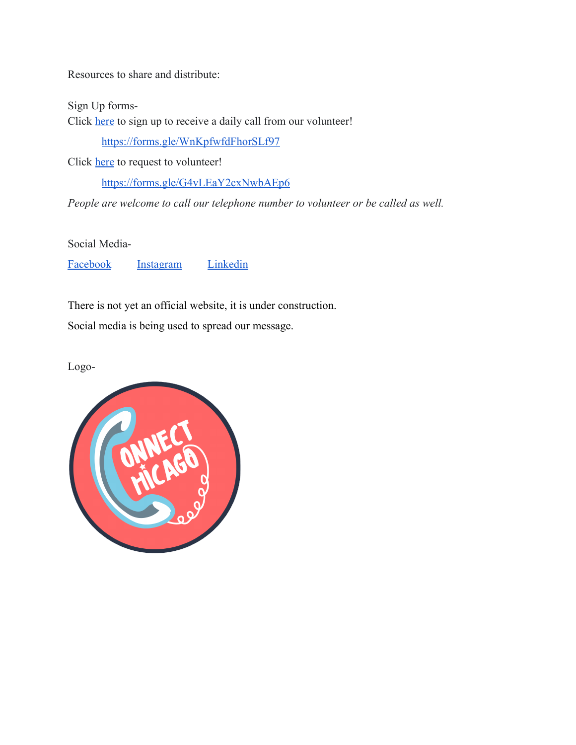Resources to share and distribute:

Sign Up forms-

Click here to sign up to receive a daily call from our volunteer!

https://forms.gle/WnKpfwfdFhorSLf97

Click here to request to volunteer!

https://forms.gle/G4vLEaY2cxNwbAEp6

*People are welcome to call our telephone number to volunteer or be called as well.*

Social Media-

Facebook Instagram Linkedin

There is not yet an official website, it is under construction.

Social media is being used to spread our message.

Logo-